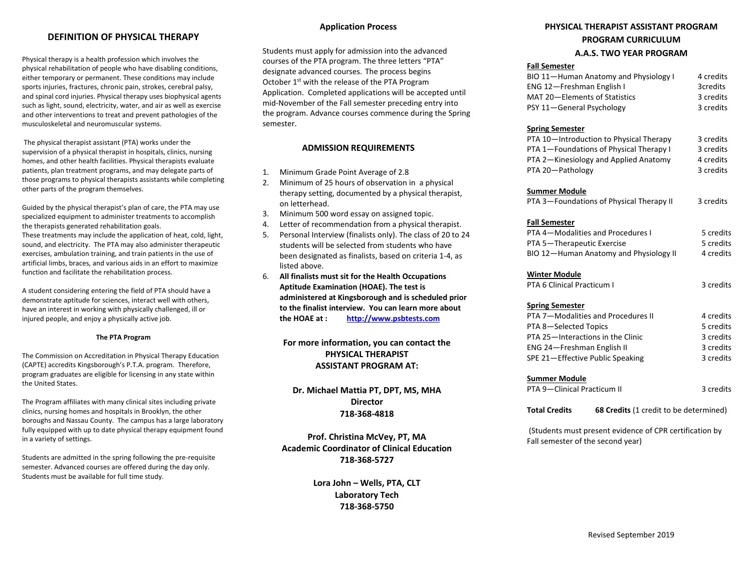## DEFINITION OF PHYSICAL THERAPY

Physical therapy is a health profession which involves the physical rehabilitation of people who have disabling conditions, either temporary or permanent. These conditions may include sports injuries, fractures, chronic pain, strokes, cerebral palsy, and spinal cord injuries. Physical therapy uses biophysical agents such as light, sound, electricity, water, and air as well as exercise and other interventions to treat and prevent pathologies of the musculoskeletal and neuromuscular systems.

The physical therapist assistant (PTA) works under the supervision of a physical therapist in hospitals, clinics, nursing homes, and other health facilities. Physical therapists evaluate patients, plan treatment programs, and may delegate parts of those programs to physical therapists assistants while completing other parts of the program themselves.

Guided by the physical therapist's plan of care, the PTA may use specialized equipment to administer treatments to accomplish the therapists generated rehabilitation goals.
These treatments may include the application of heat, cold, light, sound, and electricity. The PTA may also administer therapeutic exercises, ambulation training, and train patients in the use of artificial limbs, braces, and various aids in an effort to maximize function and facilitate the rehabilitation process.

A student considering entering the field of PTA should have a demonstrate aptitude for sciences, interact well with others, have an interest in working with physically challenged, ill or injured people, and enjoy a physically active job.

#### The PTA Program

The Commission on Accreditation in Physical Therapy Education (CAPTE) accredits Kingsborough's P.T.A. program. Therefore, program graduates are eligible for licensing in any state within the United States.

The Program affiliates with many clinical sites including private clinics, nursing homes and hospitals in Brooklyn, the other boroughs and Nassau County. The campus has a large laboratory fully equipped with up to date physical therapy equipment found in a variety of settings.

Students are admitted in the spring following the pre-requisite semester. Advanced courses are offered during the day only. Students must be available for full time study.

### Application Process

Students must apply for admission into the advanced courses of the PTA program. The three letters "PTA" designate advanced courses. The process begins October 1st with the release of the PTA Program Application. Completed applications will be accepted until mid-November of the Fall semester preceding entry into the program. Advance courses commence during the Spring semester.

### ADMISSION REQUIREMENTS

1. Minimum Grade Point Average of 2.8
2. Minimum of 25 hours of observation in a physical therapy setting, documented by a physical therapist, on letterhead.
3. Minimum 500 word essay on assigned topic.
4. Letter of recommendation from a physical therapist.
5. Personal Interview (finalists only). The class of 20 to 24 students will be selected from students who have been designated as finalists, based on criteria 1-4, as listed above.
6. **All finalists must sit for the Health Occupations Aptitude Examination (HOAE). The test is administered at Kingsborough and is scheduled prior to the finalist interview. You can learn more about the HOAE at : http://www.psbtests.com**

**For more information, you can contact the PHYSICAL THERAPIST ASSISTANT PROGRAM AT:**

**Dr. Michael Mattia PT, DPT, MS, MHA**
**Director**
**718-368-4818**

**Prof. Christina McVey, PT, MA**
**Academic Coordinator of Clinical Education**
**718-368-5727**

**Lora John – Wells, PTA, CLT**
**Laboratory Tech**
**718-368-5750**

## PHYSICAL THERAPIST ASSISTANT PROGRAM
## PROGRAM CURRICULUM
## A.A.S. TWO YEAR PROGRAM

**Fall Semester**

| Course | Credits |
|---|---|
| BIO 11—Human Anatomy and Physiology I | 4 credits |
| ENG 12—Freshman English I | 3credits |
| MAT 20—Elements of Statistics | 3 credits |
| PSY 11—General Psychology | 3 credits |

**Spring Semester**

| Course | Credits |
|---|---|
| PTA 10—Introduction to Physical Therapy | 3 credits |
| PTA 1—Foundations of Physical Therapy I | 3 credits |
| PTA 2—Kinesiology and Applied Anatomy | 4 credits |
| PTA 20—Pathology | 3 credits |

**Summer Module**

| Course | Credits |
|---|---|
| PTA 3—Foundations of Physical Therapy II | 3 credits |

**Fall Semester**

| Course | Credits |
|---|---|
| PTA 4—Modalities and Procedures I | 5 credits |
| PTA 5—Therapeutic Exercise | 5 credits |
| BIO 12—Human Anatomy and Physiology II | 4 credits |

**Winter Module**

| Course | Credits |
|---|---|
| PTA 6 Clinical Practicum I | 3 credits |

**Spring Semester**

| Course | Credits |
|---|---|
| PTA 7—Modalities and Procedures II | 4 credits |
| PTA 8—Selected Topics | 5 credits |
| PTA 25—Interactions in the Clinic | 3 credits |
| ENG 24—Freshman English II | 3 credits |
| SPE 21—Effective Public Speaking | 3 credits |

**Summer Module**

| Course | Credits |
|---|---|
| PTA 9—Clinical Practicum II | 3 credits |

**Total Credits** **68 Credits** (1 credit to be determined)

(Students must present evidence of CPR certification by Fall semester of the second year)

Revised September 2019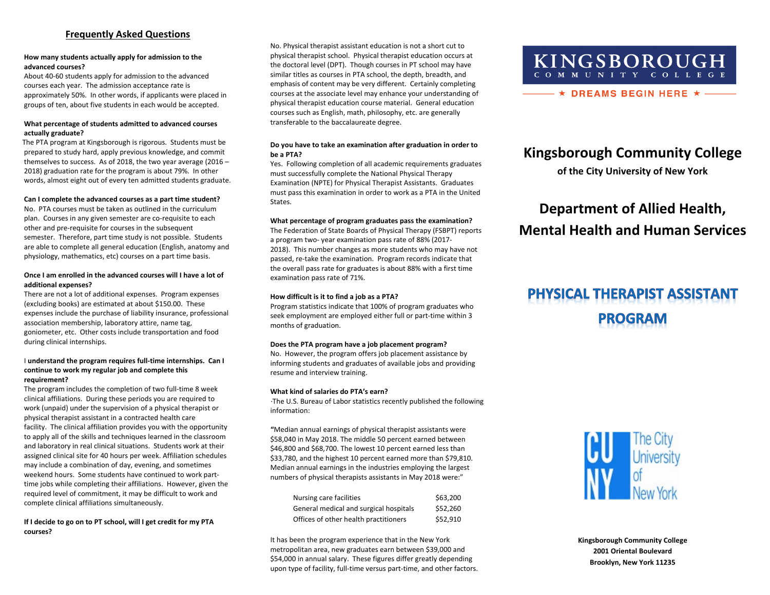## Frequently Asked Questions

**How many students actually apply for admission to the advanced courses?**
About 40-60 students apply for admission to the advanced courses each year. The admission acceptance rate is approximately 50%. In other words, if applicants were placed in groups of ten, about five students in each would be accepted.

**What percentage of students admitted to advanced courses actually graduate?**
The PTA program at Kingsborough is rigorous. Students must be prepared to study hard, apply previous knowledge, and commit themselves to success. As of 2018, the two year average (2016 – 2018) graduation rate for the program is about 79%. In other words, almost eight out of every ten admitted students graduate.

**Can I complete the advanced courses as a part time student?**
No. PTA courses must be taken as outlined in the curriculum plan. Courses in any given semester are co-requisite to each other and pre-requisite for courses in the subsequent semester. Therefore, part time study is not possible. Students are able to complete all general education (English, anatomy and physiology, mathematics, etc) courses on a part time basis.

**Once I am enrolled in the advanced courses will I have a lot of additional expenses?**
There are not a lot of additional expenses. Program expenses (excluding books) are estimated at about $150.00. These expenses include the purchase of liability insurance, professional association membership, laboratory attire, name tag, goniometer, etc. Other costs include transportation and food during clinical internships.

I **understand the program requires full-time internships. Can I continue to work my regular job and complete this requirement?**
The program includes the completion of two full-time 8 week clinical affiliations. During these periods you are required to work (unpaid) under the supervision of a physical therapist or physical therapist assistant in a contracted health care facility. The clinical affiliation provides you with the opportunity to apply all of the skills and techniques learned in the classroom and laboratory in real clinical situations. Students work at their assigned clinical site for 40 hours per week. Affiliation schedules may include a combination of day, evening, and sometimes weekend hours. Some students have continued to work part-time jobs while completing their affiliations. However, given the required level of commitment, it may be difficult to work and complete clinical affiliations simultaneously.

**If I decide to go on to PT school, will I get credit for my PTA courses?**
No. Physical therapist assistant education is not a short cut to physical therapist school. Physical therapist education occurs at the doctoral level (DPT). Though courses in PT school may have similar titles as courses in PTA school, the depth, breadth, and emphasis of content may be very different. Certainly completing courses at the associate level may enhance your understanding of physical therapist education course material. General education courses such as English, math, philosophy, etc. are generally transferable to the baccalaureate degree.

**Do you have to take an examination after graduation in order to be a PTA?**
Yes. Following completion of all academic requirements graduates must successfully complete the National Physical Therapy Examination (NPTE) for Physical Therapist Assistants. Graduates must pass this examination in order to work as a PTA in the United States.

**What percentage of program graduates pass the examination?**
The Federation of State Boards of Physical Therapy (FSBPT) reports a program two- year examination pass rate of 88% (2017-2018). This number changes as more students who may have not passed, re-take the examination. Program records indicate that the overall pass rate for graduates is about 88% with a first time examination pass rate of 71%.

**How difficult is it to find a job as a PTA?**
Program statistics indicate that 100% of program graduates who seek employment are employed either full or part-time within 3 months of graduation.

**Does the PTA program have a job placement program?**
No. However, the program offers job placement assistance by informing students and graduates of available jobs and providing resume and interview training.

**What kind of salaries do PTA's earn?**
·The U.S. Bureau of Labor statistics recently published the following information:

"Median annual earnings of physical therapist assistants were $58,040 in May 2018. The middle 50 percent earned between $46,800 and $68,700. The lowest 10 percent earned less than $33,780, and the highest 10 percent earned more than $79,810. Median annual earnings in the industries employing the largest numbers of physical therapists assistants in May 2018 were:"

| | |
|---|---|
| Nursing care facilities | $63,200 |
| General medical and surgical hospitals | $52,260 |
| Offices of other health practitioners | $52,910 |

It has been the program experience that in the New York metropolitan area, new graduates earn between $39,000 and $54,000 in annual salary. These figures differ greatly depending upon type of facility, full-time versus part-time, and other factors.

KINGSBOROUGH COMMUNITY COLLEGE

★ DREAMS BEGIN HERE ★

# Kingsborough Community College

**of the City University of New York**

# Department of Allied Health, Mental Health and Human Services

# PHYSICAL THERAPIST ASSISTANT PROGRAM

CUNY The City University of New York

**Kingsborough Community College**
**2001 Oriental Boulevard**
**Brooklyn, New York 11235**